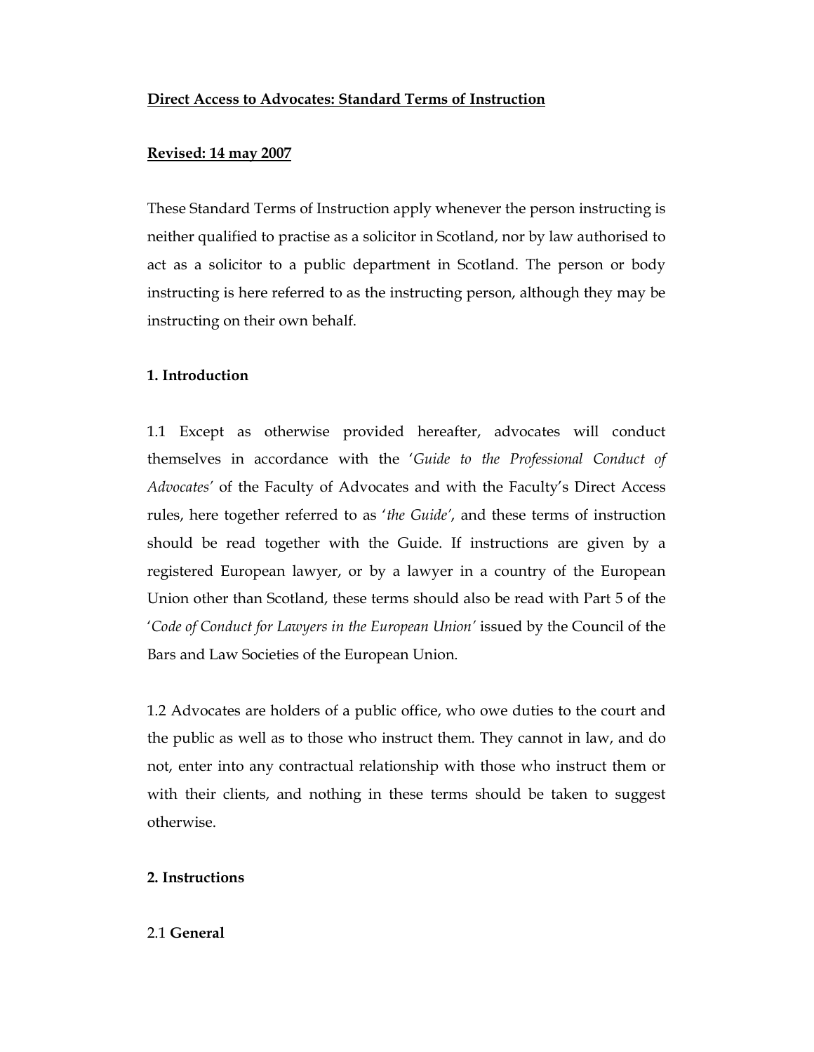**Direct Access to Advocates: Standard Terms of Instruction**

**Revised: 14 may 2007**

These Standard Terms of Instruction apply whenever the person instructing is neither qualified to practise as a solicitor in Scotland, nor by law authorised to act as a solicitor to a public department in Scotland. The person or body instructing is here referred to as the instructing person, although they may be instructing on their own behalf.

**1. Introduction**

1.1 Except as otherwise provided hereafter, advocates will conduct themselves in accordance with the '*Guide to the Professional Conduct of Advocates*' of the Faculty of Advocates and with the Faculty's Direct Access rules, here together referred to as '*the Guide*', and these terms of instruction should be read together with the Guide. If instructions are given by a registered European lawyer, or by a lawyer in a country of the European Union other than Scotland, these terms should also be read with Part 5 of the '*Code of Conduct for Lawyers in the European Union*' issued by the Council of the Bars and Law Societies of the European Union.

1.2 Advocates are holders of a public office, who owe duties to the court and the public as well as to those who instruct them. They cannot in law, and do not, enter into any contractual relationship with those who instruct them or with their clients, and nothing in these terms should be taken to suggest otherwise.

**2. Instructions**

2.1 **General**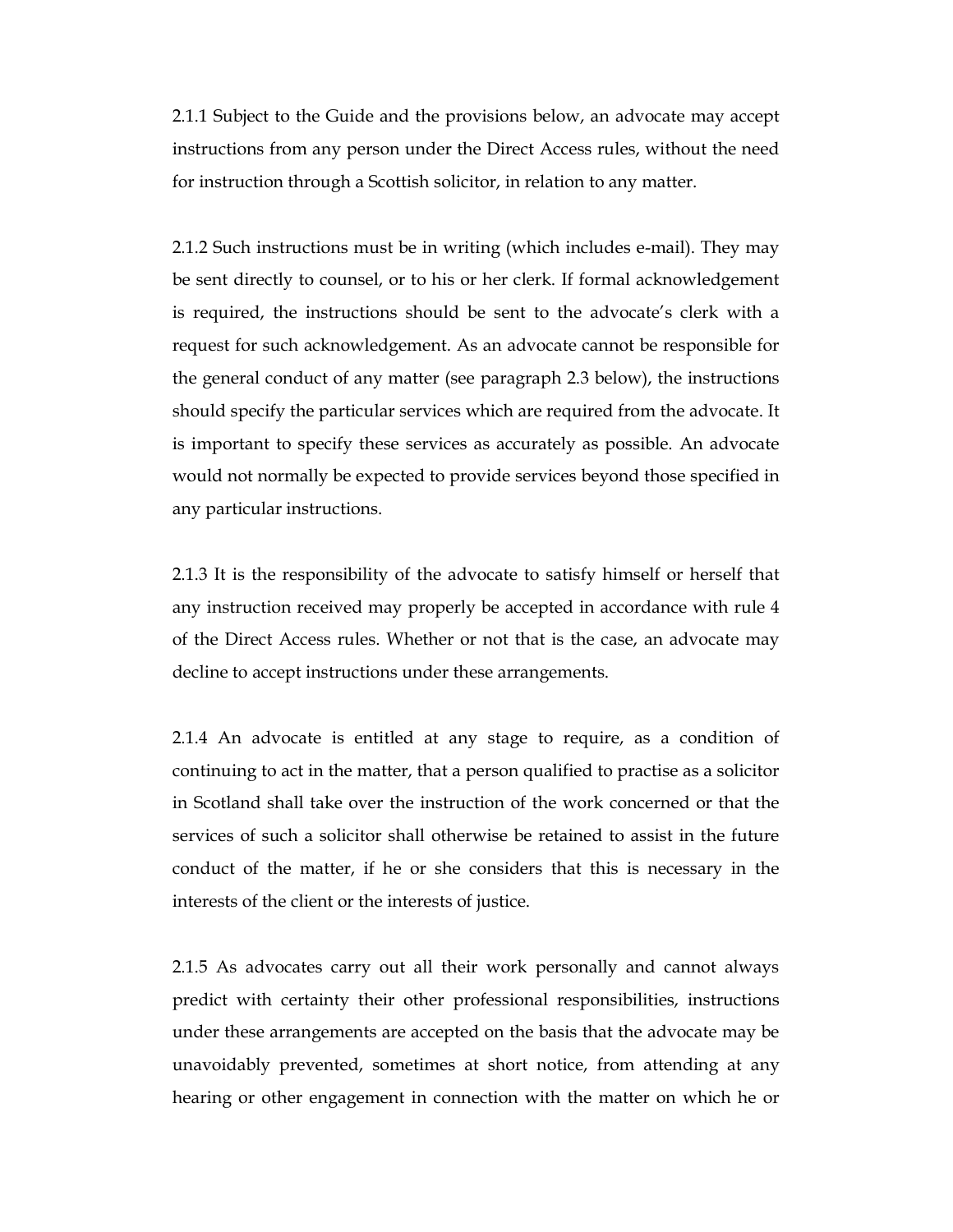2.1.1 Subject to the Guide and the provisions below, an advocate may accept instructions from any person under the Direct Access rules, without the need for instruction through a Scottish solicitor, in relation to any matter.

2.1.2 Such instructions must be in writing (which includes e-mail). They may be sent directly to counsel, or to his or her clerk. If formal acknowledgement is required, the instructions should be sent to the advocate's clerk with a request for such acknowledgement. As an advocate cannot be responsible for the general conduct of any matter (see paragraph 2.3 below), the instructions should specify the particular services which are required from the advocate. It is important to specify these services as accurately as possible. An advocate would not normally be expected to provide services beyond those specified in any particular instructions.

2.1.3 It is the responsibility of the advocate to satisfy himself or herself that any instruction received may properly be accepted in accordance with rule 4 of the Direct Access rules. Whether or not that is the case, an advocate may decline to accept instructions under these arrangements.

2.1.4 An advocate is entitled at any stage to require, as a condition of continuing to act in the matter, that a person qualified to practise as a solicitor in Scotland shall take over the instruction of the work concerned or that the services of such a solicitor shall otherwise be retained to assist in the future conduct of the matter, if he or she considers that this is necessary in the interests of the client or the interests of justice.

2.1.5 As advocates carry out all their work personally and cannot always predict with certainty their other professional responsibilities, instructions under these arrangements are accepted on the basis that the advocate may be unavoidably prevented, sometimes at short notice, from attending at any hearing or other engagement in connection with the matter on which he or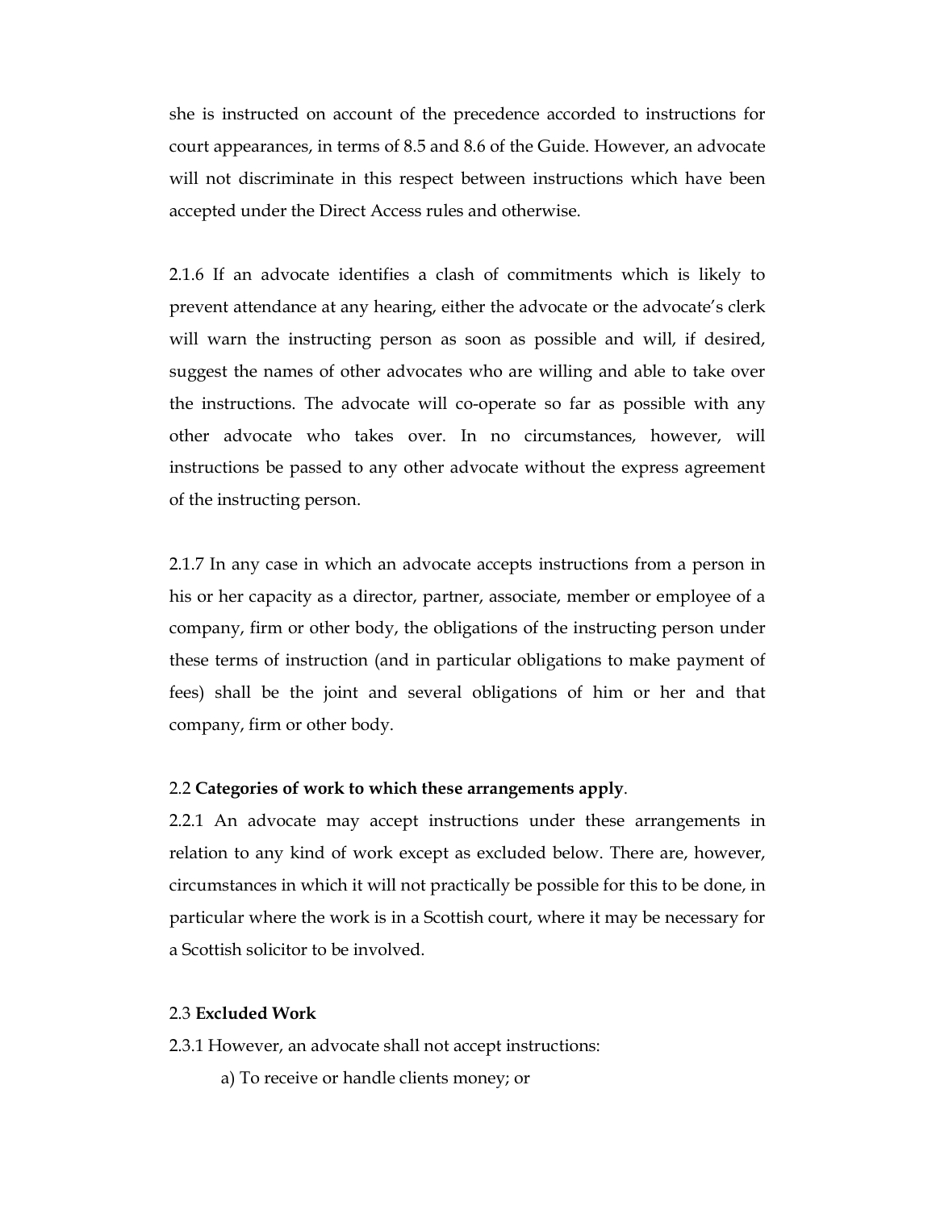she is instructed on account of the precedence accorded to instructions for court appearances, in terms of 8.5 and 8.6 of the Guide. However, an advocate will not discriminate in this respect between instructions which have been accepted under the Direct Access rules and otherwise.

2.1.6 If an advocate identifies a clash of commitments which is likely to prevent attendance at any hearing, either the advocate or the advocate's clerk will warn the instructing person as soon as possible and will, if desired, suggest the names of other advocates who are willing and able to take over the instructions. The advocate will co-operate so far as possible with any other advocate who takes over. In no circumstances, however, will instructions be passed to any other advocate without the express agreement of the instructing person.

2.1.7 In any case in which an advocate accepts instructions from a person in his or her capacity as a director, partner, associate, member or employee of a company, firm or other body, the obligations of the instructing person under these terms of instruction (and in particular obligations to make payment of fees) shall be the joint and several obligations of him or her and that company, firm or other body.

2.2 **Categories of work to which these arrangements apply**.

2.2.1 An advocate may accept instructions under these arrangements in relation to any kind of work except as excluded below. There are, however, circumstances in which it will not practically be possible for this to be done, in particular where the work is in a Scottish court, where it may be necessary for a Scottish solicitor to be involved.

2.3 **Excluded Work**

2.3.1 However, an advocate shall not accept instructions:

a) To receive or handle clients money; or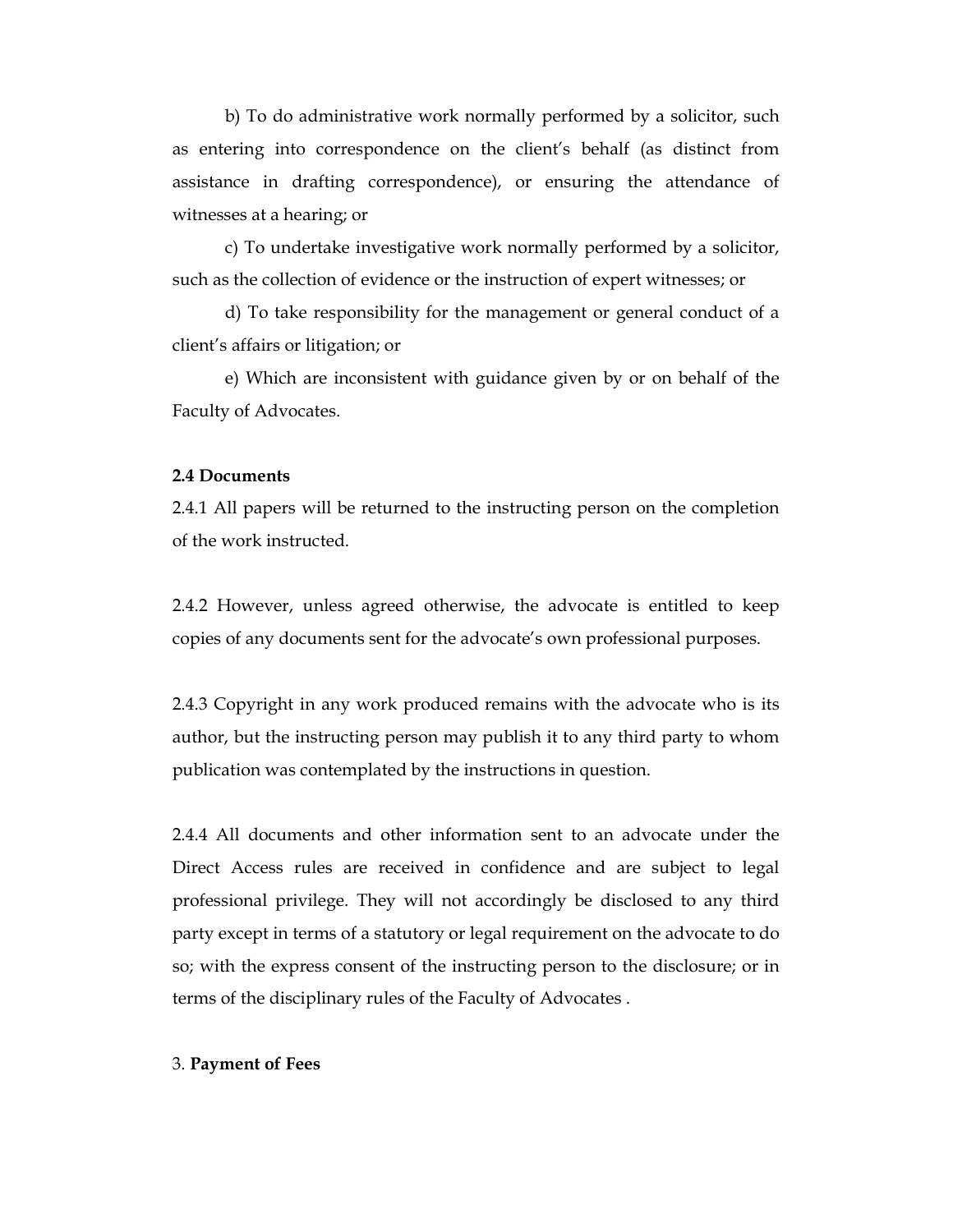b) To do administrative work normally performed by a solicitor, such as entering into correspondence on the client's behalf (as distinct from assistance in drafting correspondence), or ensuring the attendance of witnesses at a hearing; or

c) To undertake investigative work normally performed by a solicitor, such as the collection of evidence or the instruction of expert witnesses; or

d) To take responsibility for the management or general conduct of a client's affairs or litigation; or

e) Which are inconsistent with guidance given by or on behalf of the Faculty of Advocates.

**2.4 Documents**

2.4.1 All papers will be returned to the instructing person on the completion of the work instructed.

2.4.2 However, unless agreed otherwise, the advocate is entitled to keep copies of any documents sent for the advocate's own professional purposes.

2.4.3 Copyright in any work produced remains with the advocate who is its author, but the instructing person may publish it to any third party to whom publication was contemplated by the instructions in question.

2.4.4 All documents and other information sent to an advocate under the Direct Access rules are received in confidence and are subject to legal professional privilege. They will not accordingly be disclosed to any third party except in terms of a statutory or legal requirement on the advocate to do so; with the express consent of the instructing person to the disclosure; or in terms of the disciplinary rules of the Faculty of Advocates .

3. **Payment of Fees**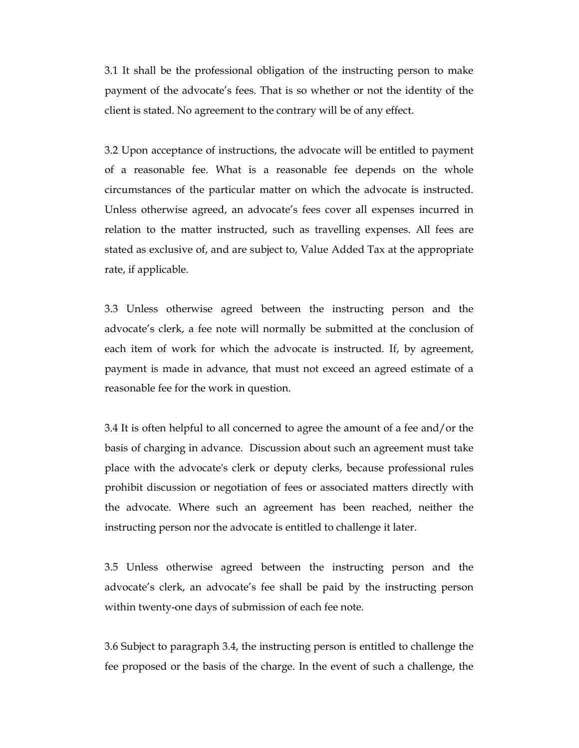3.1 It shall be the professional obligation of the instructing person to make payment of the advocate's fees. That is so whether or not the identity of the client is stated. No agreement to the contrary will be of any effect.

3.2 Upon acceptance of instructions, the advocate will be entitled to payment of a reasonable fee. What is a reasonable fee depends on the whole circumstances of the particular matter on which the advocate is instructed. Unless otherwise agreed, an advocate's fees cover all expenses incurred in relation to the matter instructed, such as travelling expenses. All fees are stated as exclusive of, and are subject to, Value Added Tax at the appropriate rate, if applicable.

3.3 Unless otherwise agreed between the instructing person and the advocate's clerk, a fee note will normally be submitted at the conclusion of each item of work for which the advocate is instructed. If, by agreement, payment is made in advance, that must not exceed an agreed estimate of a reasonable fee for the work in question.

3.4 It is often helpful to all concerned to agree the amount of a fee and/or the basis of charging in advance. Discussion about such an agreement must take place with the advocate's clerk or deputy clerks, because professional rules prohibit discussion or negotiation of fees or associated matters directly with the advocate. Where such an agreement has been reached, neither the instructing person nor the advocate is entitled to challenge it later.

3.5 Unless otherwise agreed between the instructing person and the advocate's clerk, an advocate's fee shall be paid by the instructing person within twenty-one days of submission of each fee note.

3.6 Subject to paragraph 3.4, the instructing person is entitled to challenge the fee proposed or the basis of the charge. In the event of such a challenge, the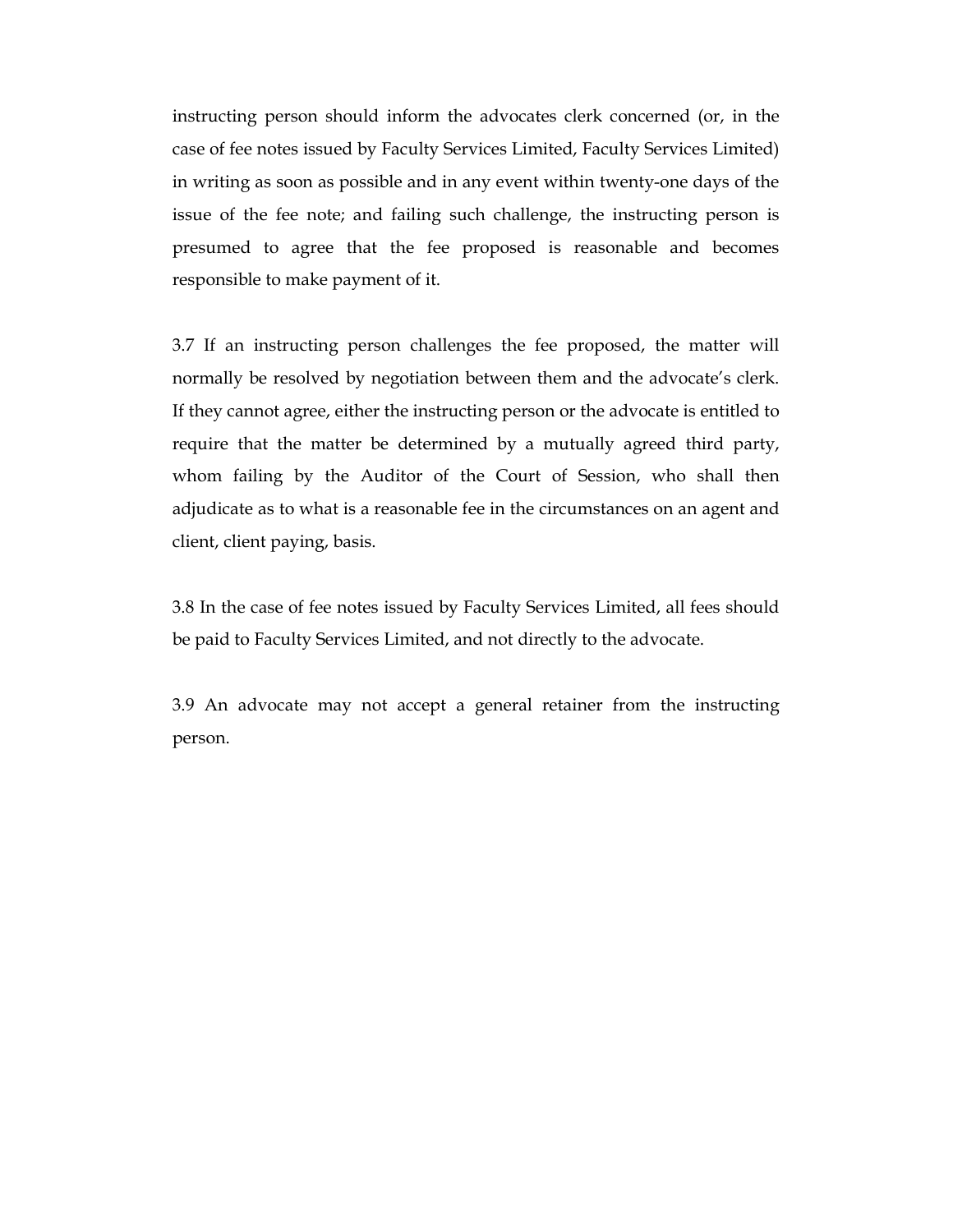instructing person should inform the advocates clerk concerned (or, in the case of fee notes issued by Faculty Services Limited, Faculty Services Limited) in writing as soon as possible and in any event within twenty-one days of the issue of the fee note; and failing such challenge, the instructing person is presumed to agree that the fee proposed is reasonable and becomes responsible to make payment of it.

3.7 If an instructing person challenges the fee proposed, the matter will normally be resolved by negotiation between them and the advocate's clerk. If they cannot agree, either the instructing person or the advocate is entitled to require that the matter be determined by a mutually agreed third party, whom failing by the Auditor of the Court of Session, who shall then adjudicate as to what is a reasonable fee in the circumstances on an agent and client, client paying, basis.

3.8 In the case of fee notes issued by Faculty Services Limited, all fees should be paid to Faculty Services Limited, and not directly to the advocate.

3.9 An advocate may not accept a general retainer from the instructing person.